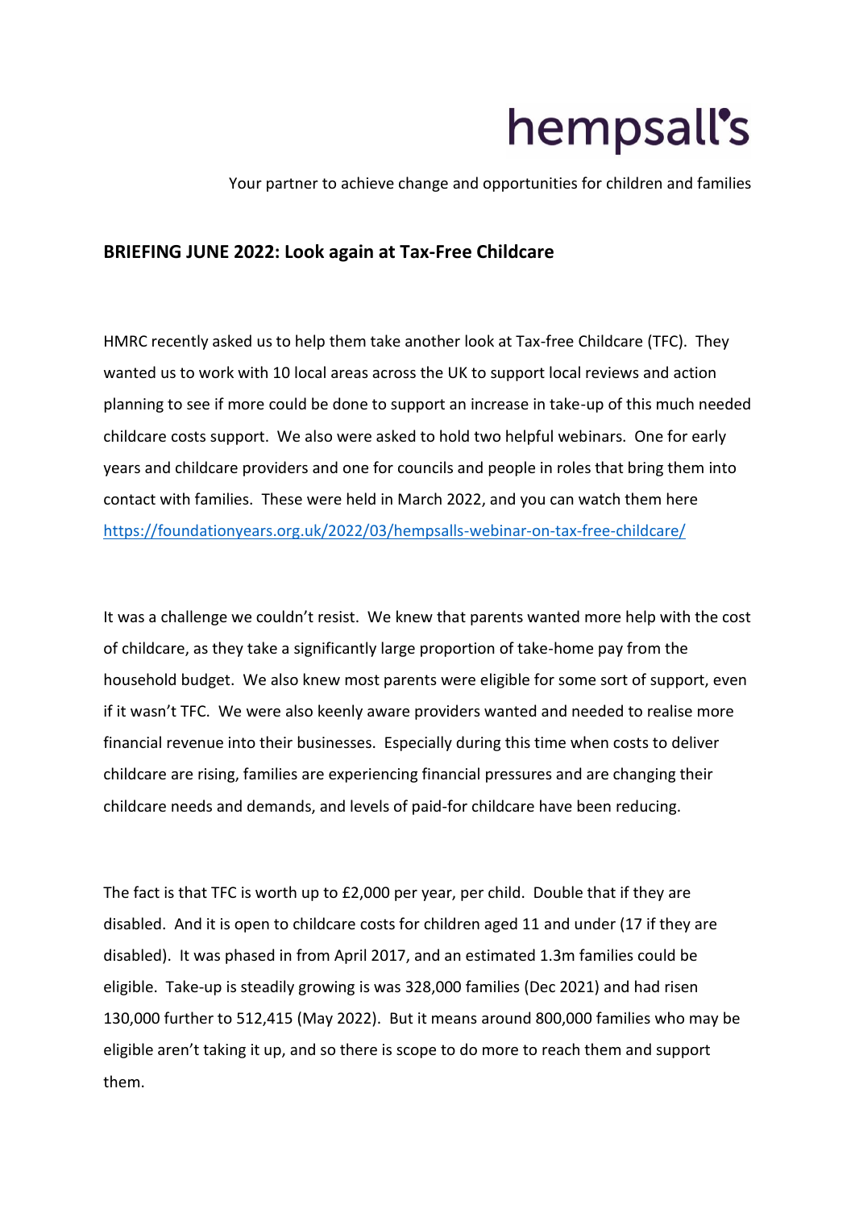hempsall's

Your partner to achieve change and opportunities for children and families

## BRIEFING JUNE 2022: Look again at Tax-Free Childcare

HMRC recently asked us to help them take another look at Tax-free Childcare (TFC). They wanted us to work with 10 local areas across the UK to support local reviews and action planning to see if more could be done to support an increase in take-up of this much needed childcare costs support. We also were asked to hold two helpful webinars. One for early years and childcare providers and one for councils and people in roles that bring them into contact with families. These were held in March 2022, and you can watch them here https://foundationyears.org.uk/2022/03/hempsalls-webinar-on-tax-free-childcare/

It was a challenge we couldn't resist. We knew that parents wanted more help with the cost of childcare, as they take a significantly large proportion of take-home pay from the household budget. We also knew most parents were eligible for some sort of support, even if it wasn't TFC. We were also keenly aware providers wanted and needed to realise more financial revenue into their businesses. Especially during this time when costs to deliver childcare are rising, families are experiencing financial pressures and are changing their childcare needs and demands, and levels of paid-for childcare have been reducing.

The fact is that TFC is worth up to £2,000 per year, per child. Double that if they are disabled. And it is open to childcare costs for children aged 11 and under (17 if they are disabled). It was phased in from April 2017, and an estimated 1.3m families could be eligible. Take-up is steadily growing is was 328,000 families (Dec 2021) and had risen 130,000 further to 512,415 (May 2022). But it means around 800,000 families who may be eligible aren't taking it up, and so there is scope to do more to reach them and support them.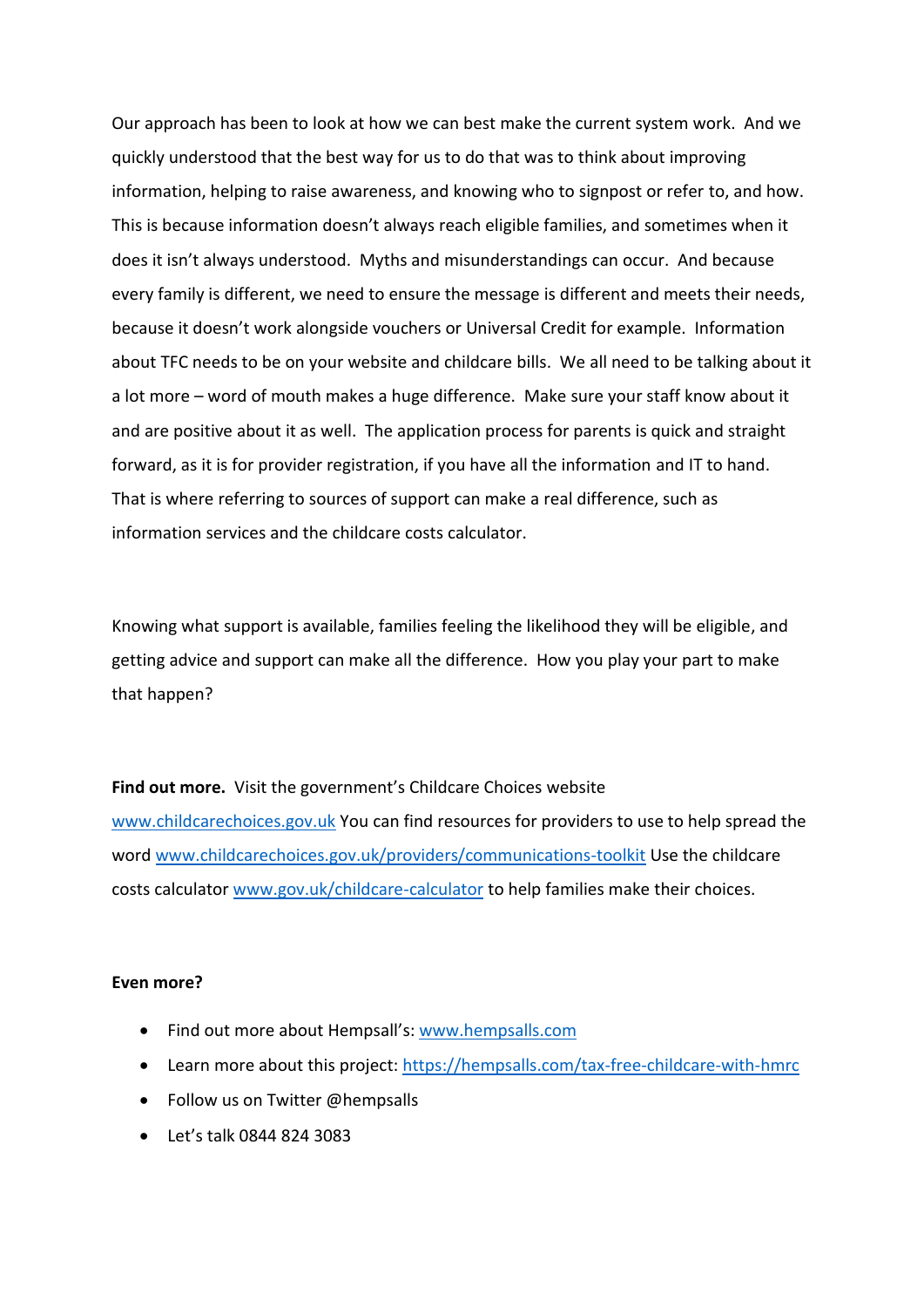Our approach has been to look at how we can best make the current system work. And we quickly understood that the best way for us to do that was to think about improving information, helping to raise awareness, and knowing who to signpost or refer to, and how. This is because information doesn't always reach eligible families, and sometimes when it does it isn't always understood. Myths and misunderstandings can occur. And because every family is different, we need to ensure the message is different and meets their needs, because it doesn't work alongside vouchers or Universal Credit for example. Information about TFC needs to be on your website and childcare bills. We all need to be talking about it a lot more – word of mouth makes a huge difference. Make sure your staff know about it and are positive about it as well. The application process for parents is quick and straight forward, as it is for provider registration, if you have all the information and IT to hand. That is where referring to sources of support can make a real difference, such as information services and the childcare costs calculator.

Knowing what support is available, families feeling the likelihood they will be eligible, and getting advice and support can make all the difference. How you play your part to make that happen?

**Find out more.** Visit the government's Childcare Choices website [www.childcarechoices.gov.uk](http://www.childcarechoices.gov.uk) You can find resources for providers to use to help spread the word [www.childcarechoices.gov.uk/providers/communications-toolkit](http://www.childcarechoices.gov.uk/providers/communications-toolkit) Use the childcare costs calculator [www.gov.uk/childcare-calculator](http://www.gov.uk/childcare-calculator) to help families make their choices.

**Even more?**

- Find out more about Hempsall's: [www.hempsalls.com](http://www.hempsalls.com)
- Learn more about this project: [https://hempsalls.com/tax-free-childcare-with-hmrc](https://hempsalls.com/tax-free-childcare-with-hmrc)
- Follow us on Twitter @hempsalls
- Let's talk 0844 824 3083